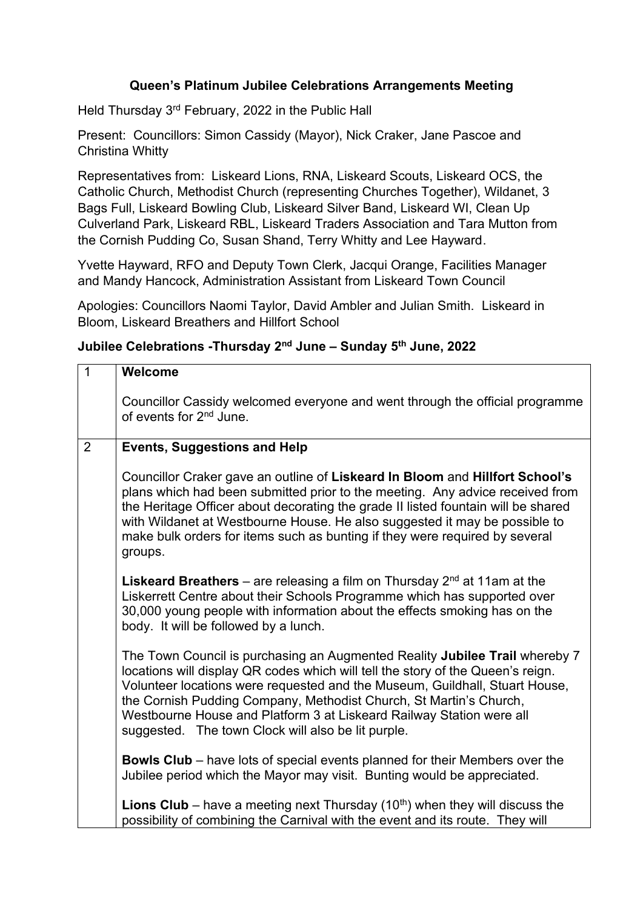**Queen's Platinum Jubilee Celebrations Arrangements Meeting**

Held Thursday 3rd February, 2022 in the Public Hall

Present: Councillors: Simon Cassidy (Mayor), Nick Craker, Jane Pascoe and Christina Whitty

Representatives from: Liskeard Lions, RNA, Liskeard Scouts, Liskeard OCS, the Catholic Church, Methodist Church (representing Churches Together), Wildanet, 3 Bags Full, Liskeard Bowling Club, Liskeard Silver Band, Liskeard WI, Clean Up Culverland Park, Liskeard RBL, Liskeard Traders Association and Tara Mutton from the Cornish Pudding Co, Susan Shand, Terry Whitty and Lee Hayward.

Yvette Hayward, RFO and Deputy Town Clerk, Jacqui Orange, Facilities Manager and Mandy Hancock, Administration Assistant from Liskeard Town Council

Apologies: Councillors Naomi Taylor, David Ambler and Julian Smith. Liskeard in Bloom, Liskeard Breathers and Hillfort School

**Jubilee Celebrations -Thursday 2nd June – Sunday 5th June, 2022**

| | |
|---|---|
| 1 | **Welcome**<br><br>Councillor Cassidy welcomed everyone and went through the official programme of events for 2nd June. |
| 2 | **Events, Suggestions and Help**<br><br>Councillor Craker gave an outline of **Liskeard In Bloom** and **Hillfort School's** plans which had been submitted prior to the meeting. Any advice received from the Heritage Officer about decorating the grade II listed fountain will be shared with Wildanet at Westbourne House. He also suggested it may be possible to make bulk orders for items such as bunting if they were required by several groups.<br><br>**Liskeard Breathers** – are releasing a film on Thursday 2nd at 11am at the Liskerrett Centre about their Schools Programme which has supported over 30,000 young people with information about the effects smoking has on the body. It will be followed by a lunch.<br><br>The Town Council is purchasing an Augmented Reality **Jubilee Trail** whereby 7 locations will display QR codes which will tell the story of the Queen's reign. Volunteer locations were requested and the Museum, Guildhall, Stuart House, the Cornish Pudding Company, Methodist Church, St Martin's Church, Westbourne House and Platform 3 at Liskeard Railway Station were all suggested. The town Clock will also be lit purple.<br><br>**Bowls Club** – have lots of special events planned for their Members over the Jubilee period which the Mayor may visit. Bunting would be appreciated.<br><br>**Lions Club** – have a meeting next Thursday (10th) when they will discuss the possibility of combining the Carnival with the event and its route. They will |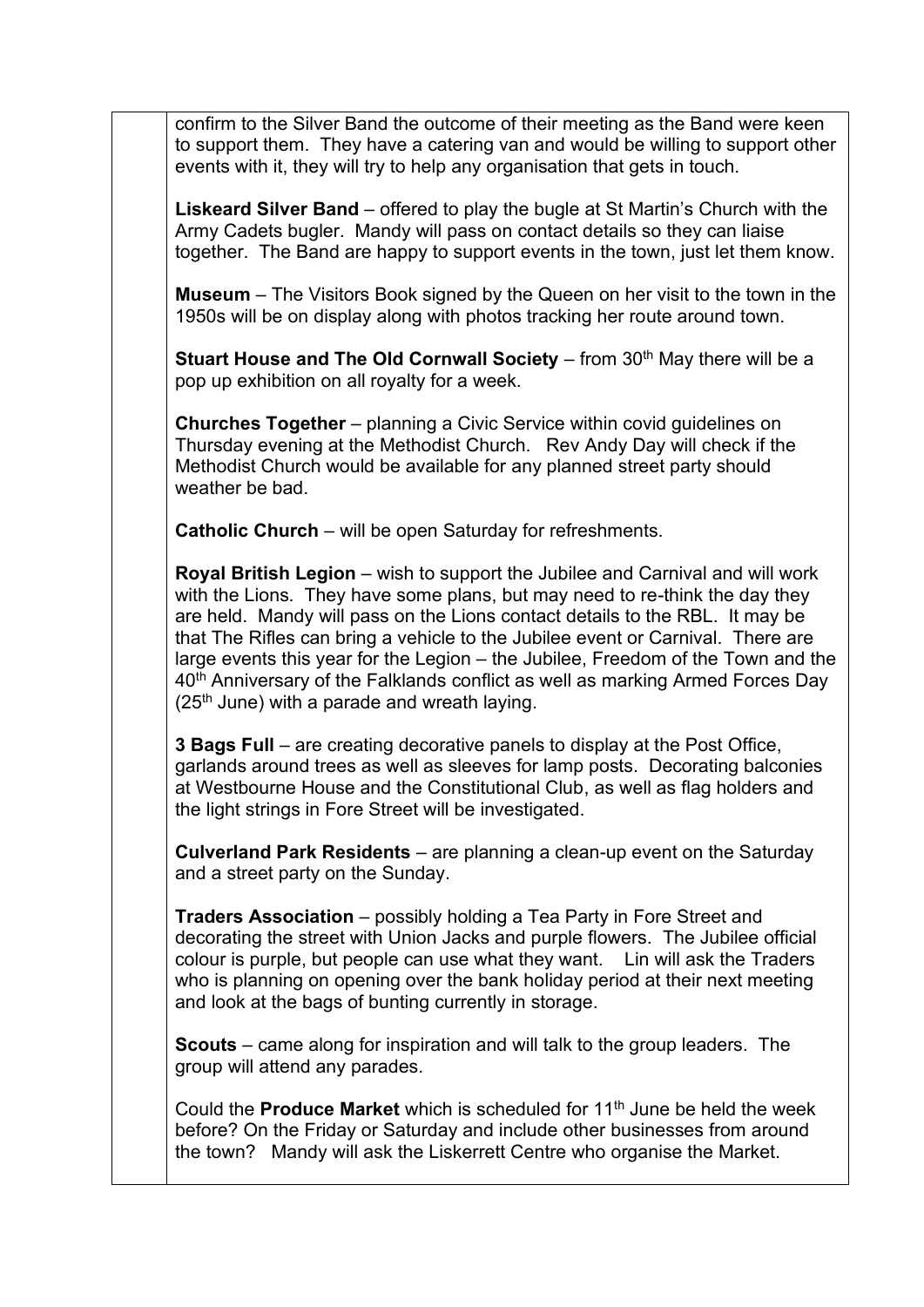confirm to the Silver Band the outcome of their meeting as the Band were keen to support them. They have a catering van and would be willing to support other events with it, they will try to help any organisation that gets in touch.

**Liskeard Silver Band** – offered to play the bugle at St Martin's Church with the Army Cadets bugler. Mandy will pass on contact details so they can liaise together. The Band are happy to support events in the town, just let them know.

**Museum** – The Visitors Book signed by the Queen on her visit to the town in the 1950s will be on display along with photos tracking her route around town.

**Stuart House and The Old Cornwall Society** – from 30th May there will be a pop up exhibition on all royalty for a week.

**Churches Together** – planning a Civic Service within covid guidelines on Thursday evening at the Methodist Church. Rev Andy Day will check if the Methodist Church would be available for any planned street party should weather be bad.

**Catholic Church** – will be open Saturday for refreshments.

**Royal British Legion** – wish to support the Jubilee and Carnival and will work with the Lions. They have some plans, but may need to re-think the day they are held. Mandy will pass on the Lions contact details to the RBL. It may be that The Rifles can bring a vehicle to the Jubilee event or Carnival. There are large events this year for the Legion – the Jubilee, Freedom of the Town and the 40th Anniversary of the Falklands conflict as well as marking Armed Forces Day (25th June) with a parade and wreath laying.

**3 Bags Full** – are creating decorative panels to display at the Post Office, garlands around trees as well as sleeves for lamp posts. Decorating balconies at Westbourne House and the Constitutional Club, as well as flag holders and the light strings in Fore Street will be investigated.

**Culverland Park Residents** – are planning a clean-up event on the Saturday and a street party on the Sunday.

**Traders Association** – possibly holding a Tea Party in Fore Street and decorating the street with Union Jacks and purple flowers. The Jubilee official colour is purple, but people can use what they want. Lin will ask the Traders who is planning on opening over the bank holiday period at their next meeting and look at the bags of bunting currently in storage.

**Scouts** – came along for inspiration and will talk to the group leaders. The group will attend any parades.

Could the **Produce Market** which is scheduled for 11th June be held the week before? On the Friday or Saturday and include other businesses from around the town? Mandy will ask the Liskerrett Centre who organise the Market.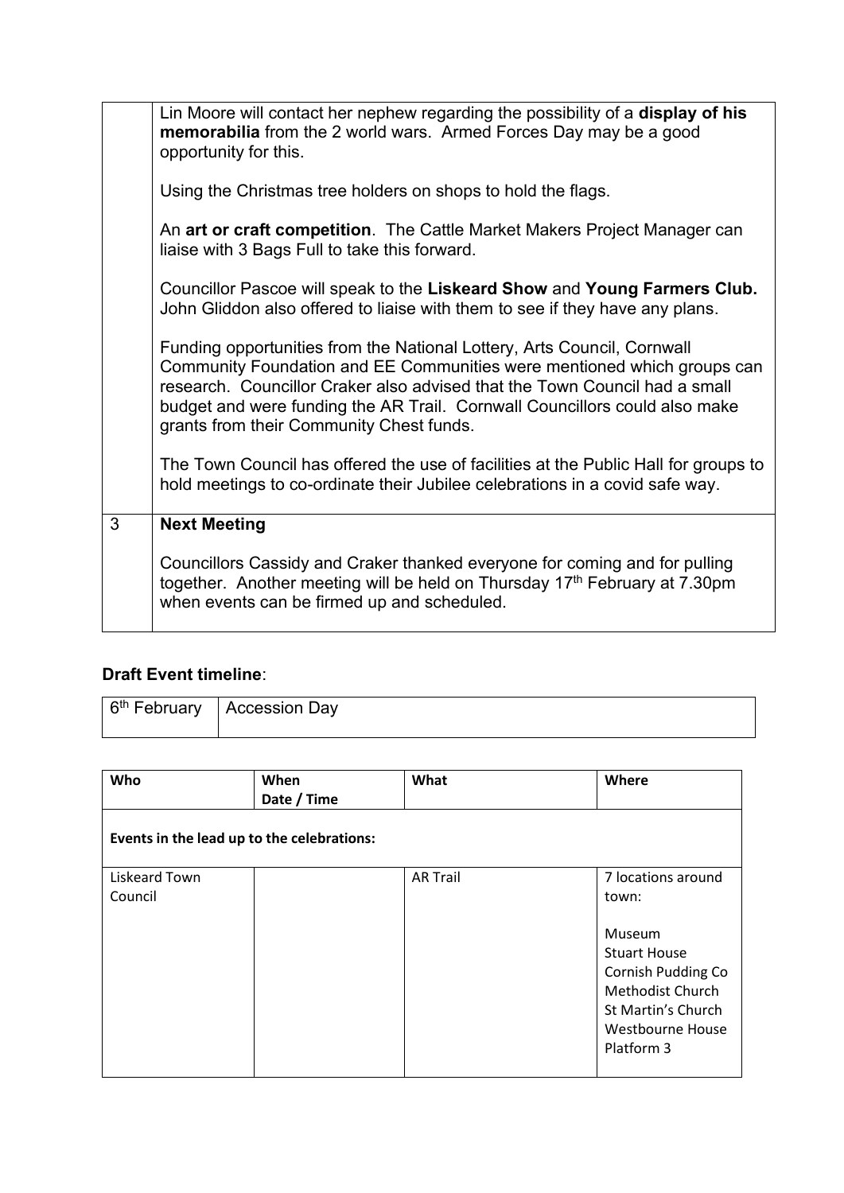| | |
|---|---|
| | Lin Moore will contact her nephew regarding the possibility of a **display of his memorabilia** from the 2 world wars. Armed Forces Day may be a good opportunity for this.<br><br>Using the Christmas tree holders on shops to hold the flags.<br><br>An **art or craft competition**. The Cattle Market Makers Project Manager can liaise with 3 Bags Full to take this forward.<br><br>Councillor Pascoe will speak to the **Liskeard Show** and **Young Farmers Club.** John Gliddon also offered to liaise with them to see if they have any plans.<br><br>Funding opportunities from the National Lottery, Arts Council, Cornwall Community Foundation and EE Communities were mentioned which groups can research. Councillor Craker also advised that the Town Council had a small budget and were funding the AR Trail. Cornwall Councillors could also make grants from their Community Chest funds.<br><br>The Town Council has offered the use of facilities at the Public Hall for groups to hold meetings to co-ordinate their Jubilee celebrations in a covid safe way. |
| 3 | **Next Meeting**<br><br>Councillors Cassidy and Craker thanked everyone for coming and for pulling together. Another meeting will be held on Thursday 17th February at 7.30pm when events can be firmed up and scheduled. |

**Draft Event timeline**:

| | |
|---|---|
| 6th February | Accession Day |

| Who | When Date / Time | What | Where |
|---|---|---|---|
| **Events in the lead up to the celebrations:** | | | |
| Liskeard Town Council | | AR Trail | 7 locations around town:<br><br>Museum<br>Stuart House<br>Cornish Pudding Co<br>Methodist Church<br>St Martin's Church<br>Westbourne House<br>Platform 3 |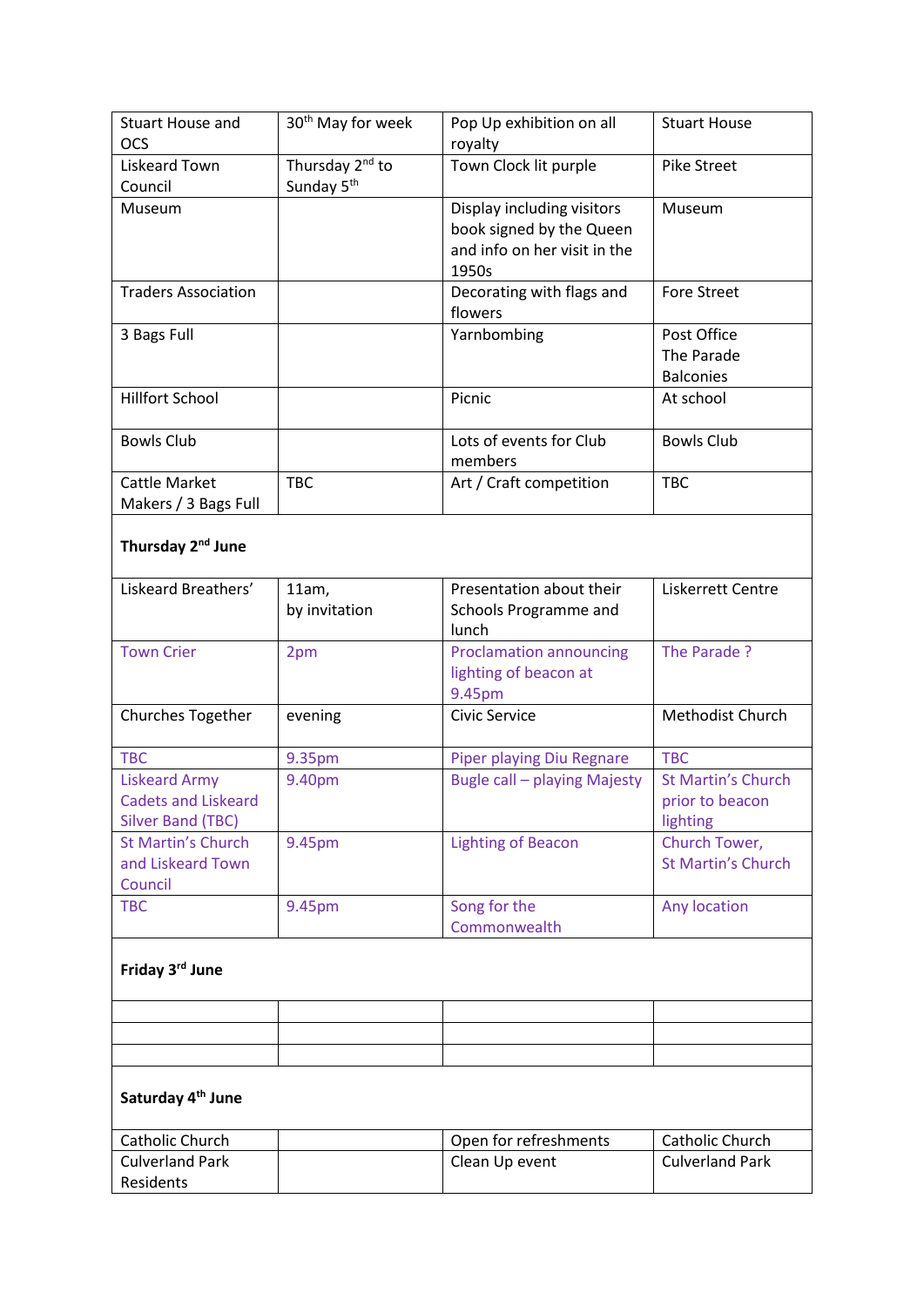| | | | |
|---|---|---|---|
| Stuart House and OCS | 30th May for week | Pop Up exhibition on all royalty | Stuart House |
| Liskeard Town Council | Thursday 2nd to Sunday 5th | Town Clock lit purple | Pike Street |
| Museum | | Display including visitors book signed by the Queen and info on her visit in the 1950s | Museum |
| Traders Association | | Decorating with flags and flowers | Fore Street |
| 3 Bags Full | | Yarnbombing | Post Office<br>The Parade<br>Balconies |
| Hillfort School | | Picnic | At school |
| Bowls Club | | Lots of events for Club members | Bowls Club |
| Cattle Market Makers / 3 Bags Full | TBC | Art / Craft competition | TBC |
| **Thursday 2nd June** | | | |
| Liskeard Breathers' | 11am,<br>by invitation | Presentation about their Schools Programme and lunch | Liskerrett Centre |
| Town Crier | 2pm | Proclamation announcing lighting of beacon at 9.45pm | The Parade ? |
| Churches Together | evening | Civic Service | Methodist Church |
| TBC | 9.35pm | Piper playing Diu Regnare | TBC |
| Liskeard Army Cadets and Liskeard Silver Band (TBC) | 9.40pm | Bugle call – playing Majesty | St Martin's Church prior to beacon lighting |
| St Martin's Church and Liskeard Town Council | 9.45pm | Lighting of Beacon | Church Tower,<br>St Martin's Church |
| TBC | 9.45pm | Song for the Commonwealth | Any location |
| **Friday 3rd June** | | | |
| | | | |
| | | | |
| | | | |
| **Saturday 4th June** | | | |
| Catholic Church | | Open for refreshments | Catholic Church |
| Culverland Park Residents | | Clean Up event | Culverland Park |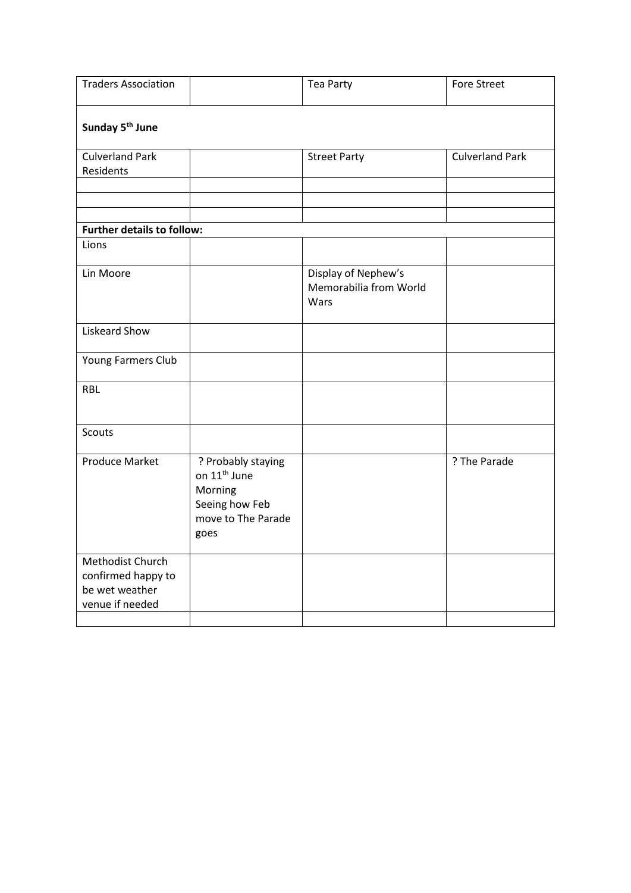| | | | |
|---|---|---|---|
| Traders Association | | Tea Party | Fore Street |
| **Sunday 5th June** | | | |
| Culverland Park Residents | | Street Party | Culverland Park |
| | | | |
| | | | |
| | | | |
| **Further details to follow:** | | | |
| Lions | | | |
| Lin Moore | | Display of Nephew's Memorabilia from World Wars | |
| Liskeard Show | | | |
| Young Farmers Club | | | |
| RBL | | | |
| Scouts | | | |
| Produce Market | ? Probably staying on 11th June Morning Seeing how Feb move to The Parade goes | | ? The Parade |
| Methodist Church confirmed happy to be wet weather venue if needed | | | |
| | | | |